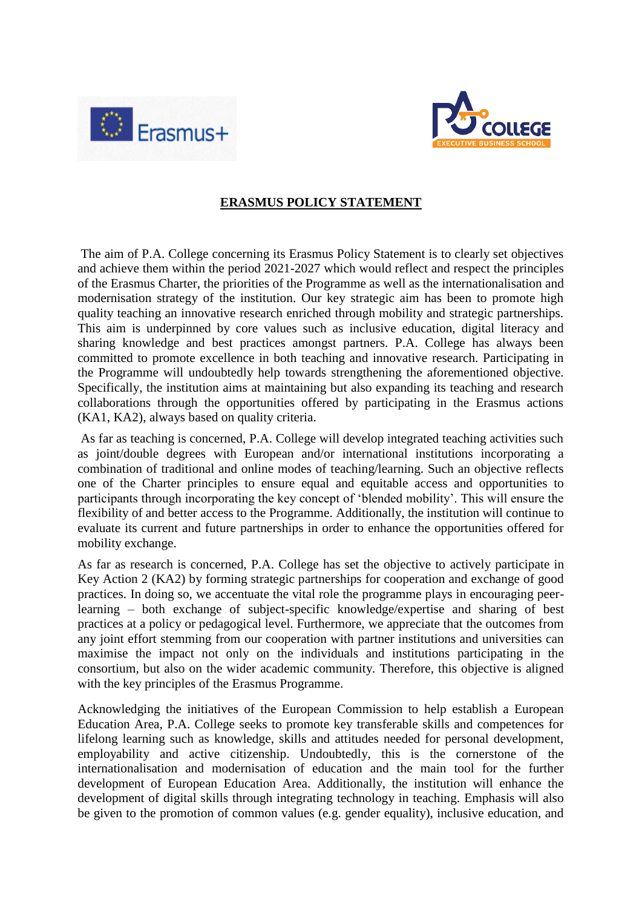# ERASMUS POLICY STATEMENT

The aim of P.A. College concerning its Erasmus Policy Statement is to clearly set objectives and achieve them within the period 2021-2027 which would reflect and respect the principles of the Erasmus Charter, the priorities of the Programme as well as the internationalisation and modernisation strategy of the institution. Our key strategic aim has been to promote high quality teaching an innovative research enriched through mobility and strategic partnerships. This aim is underpinned by core values such as inclusive education, digital literacy and sharing knowledge and best practices amongst partners. P.A. College has always been committed to promote excellence in both teaching and innovative research. Participating in the Programme will undoubtedly help towards strengthening the aforementioned objective. Specifically, the institution aims at maintaining but also expanding its teaching and research collaborations through the opportunities offered by participating in the Erasmus actions (KA1, KA2), always based on quality criteria.

As far as teaching is concerned, P.A. College will develop integrated teaching activities such as joint/double degrees with European and/or international institutions incorporating a combination of traditional and online modes of teaching/learning. Such an objective reflects one of the Charter principles to ensure equal and equitable access and opportunities to participants through incorporating the key concept of 'blended mobility'. This will ensure the flexibility of and better access to the Programme. Additionally, the institution will continue to evaluate its current and future partnerships in order to enhance the opportunities offered for mobility exchange.

As far as research is concerned, P.A. College has set the objective to actively participate in Key Action 2 (KA2) by forming strategic partnerships for cooperation and exchange of good practices. In doing so, we accentuate the vital role the programme plays in encouraging peer-learning – both exchange of subject-specific knowledge/expertise and sharing of best practices at a policy or pedagogical level. Furthermore, we appreciate that the outcomes from any joint effort stemming from our cooperation with partner institutions and universities can maximise the impact not only on the individuals and institutions participating in the consortium, but also on the wider academic community. Therefore, this objective is aligned with the key principles of the Erasmus Programme.

Acknowledging the initiatives of the European Commission to help establish a European Education Area, P.A. College seeks to promote key transferable skills and competences for lifelong learning such as knowledge, skills and attitudes needed for personal development, employability and active citizenship. Undoubtedly, this is the cornerstone of the internationalisation and modernisation of education and the main tool for the further development of European Education Area. Additionally, the institution will enhance the development of digital skills through integrating technology in teaching. Emphasis will also be given to the promotion of common values (e.g. gender equality), inclusive education, and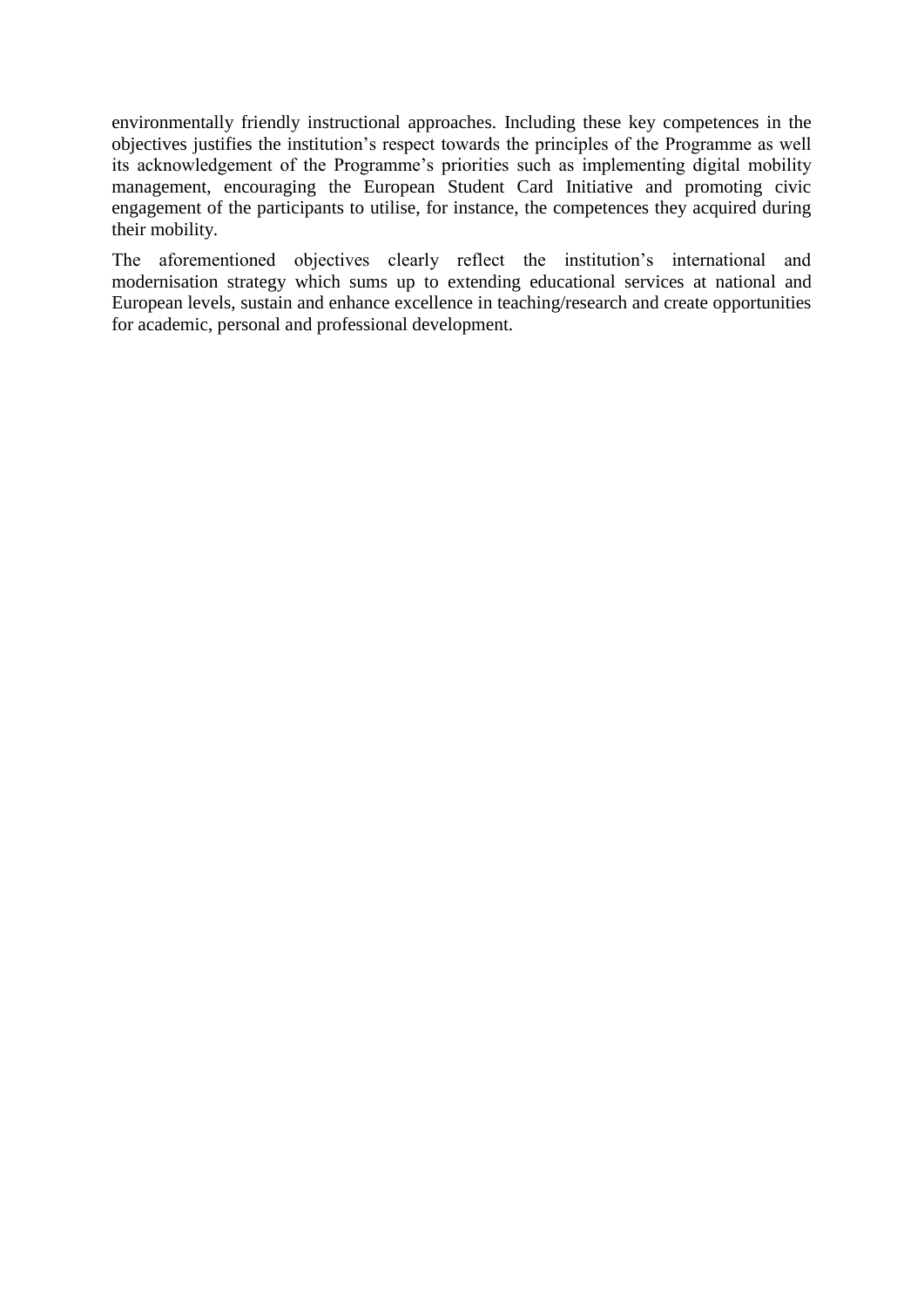environmentally friendly instructional approaches. Including these key competences in the objectives justifies the institution's respect towards the principles of the Programme as well its acknowledgement of the Programme's priorities such as implementing digital mobility management, encouraging the European Student Card Initiative and promoting civic engagement of the participants to utilise, for instance, the competences they acquired during their mobility.

The aforementioned objectives clearly reflect the institution's international and modernisation strategy which sums up to extending educational services at national and European levels, sustain and enhance excellence in teaching/research and create opportunities for academic, personal and professional development.